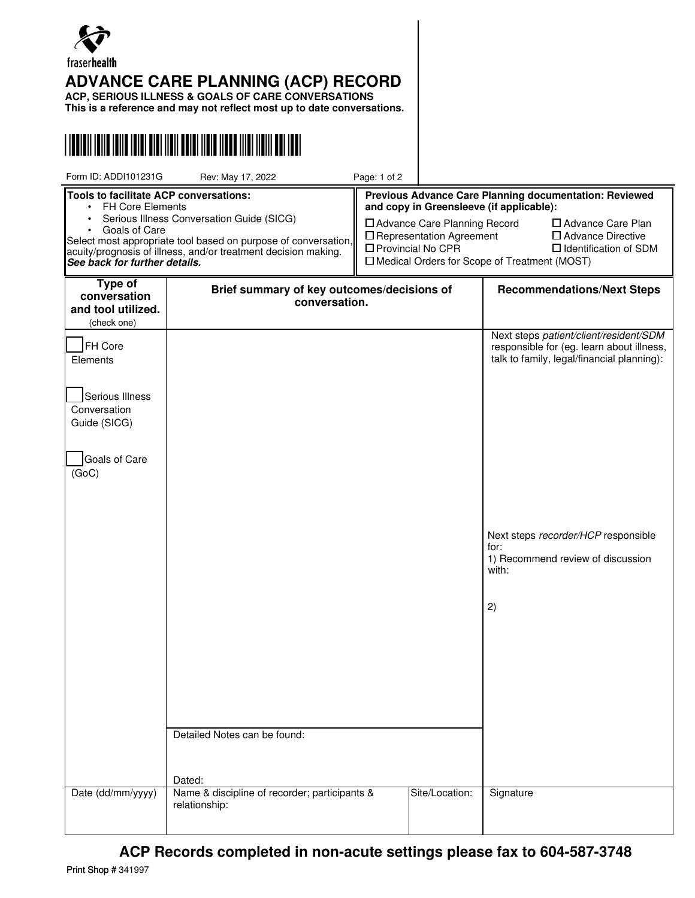fraserhealth

# ADVANCE CARE PLANNING (ACP) RECORD

**ACP, SERIOUS ILLNESS & GOALS OF CARE CONVERSATIONS**
**This is a reference and may not reflect most up to date conversations.**

Form ID: ADDI101231G Rev: May 17, 2022

**Tools to facilitate ACP conversations:**
- FH Core Elements
- Serious Illness Conversation Guide (SICG)
- Goals of Care

Select most appropriate tool based on purpose of conversation, acuity/prognosis of illness, and/or treatment decision making.
***See back for further details.***

**Previous Advance Care Planning documentation: Reviewed and copy in Greensleeve (if applicable):**

- ☐ Advance Care Planning Record
- ☐ Advance Care Plan
- ☐ Representation Agreement
- ☐ Advance Directive
- ☐ Provincial No CPR
- ☐ Identification of SDM
- ☐ Medical Orders for Scope of Treatment (MOST)

| Type of conversation and tool utilized. (check one) | Brief summary of key outcomes/decisions of conversation. | | Recommendations/Next Steps |
|---|---|---|---|
| ☐ FH Core Elements<br><br>☐ Serious Illness Conversation Guide (SICG)<br><br>☐ Goals of Care (GoC) | | | Next steps *patient/client/resident/SDM* responsible for (eg. learn about illness, talk to family, legal/financial planning):<br><br>Next steps *recorder/HCP* responsible for:<br>1) Recommend review of discussion with:<br><br>2) |
| | Detailed Notes can be found:<br><br>Dated: | | |
| Date (dd/mm/yyyy) | Name & discipline of recorder; participants & relationship: | Site/Location: | Signature |

**ACP Records completed in non-acute settings please fax to 604-587-3748**

Print Shop # 341997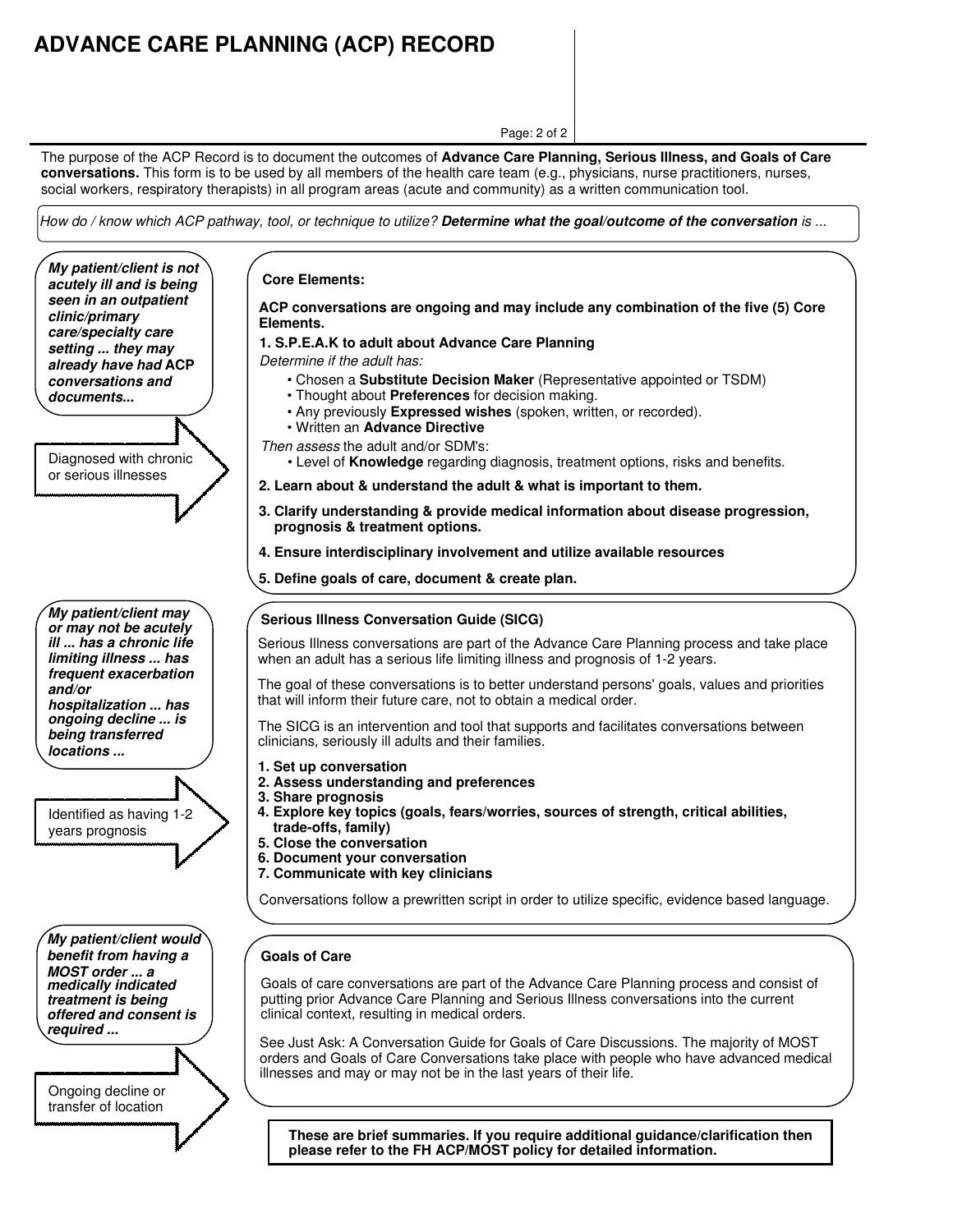# ADVANCE CARE PLANNING (ACP) RECORD

The purpose of the ACP Record is to document the outcomes of **Advance Care Planning, Serious Illness, and Goals of Care conversations.** This form is to be used by all members of the health care team (e.g., physicians, nurse practitioners, nurses, social workers, respiratory therapists) in all program areas (acute and community) as a written communication tool.

*How do / know which ACP pathway, tool, or technique to utilize?* ***Determine what the goal/outcome of the conversation*** *is ...*

***My patient/client is not acutely ill and is being seen in an outpatient clinic/primary care/specialty care setting ... they may already have had ACP conversations and documents...***

Diagnosed with chronic or serious illnesses

**Core Elements:**

**ACP conversations are ongoing and may include any combination of the five (5) Core Elements.**

**1. S.P.E.A.K to adult about Advance Care Planning**

*Determine if the adult has:*

- Chosen a **Substitute Decision Maker** (Representative appointed or TSDM)
- Thought about **Preferences** for decision making.
- Any previously **Expressed wishes** (spoken, written, or recorded).
- Written an **Advance Directive**

*Then assess* the adult and/or SDM's:

- Level of **Knowledge** regarding diagnosis, treatment options, risks and benefits.

**2. Learn about & understand the adult & what is important to them.**

**3. Clarify understanding & provide medical information about disease progression, prognosis & treatment options.**

**4. Ensure interdisciplinary involvement and utilize available resources**

**5. Define goals of care, document & create plan.**

***My patient/client may or may not be acutely ill ... has a chronic life limiting illness ... has frequent exacerbation and/or hospitalization ... has ongoing decline ... is being transferred locations ...***

Identified as having 1-2 years prognosis

**Serious Illness Conversation Guide (SICG)**

Serious Illness conversations are part of the Advance Care Planning process and take place when an adult has a serious life limiting illness and prognosis of 1-2 years.

The goal of these conversations is to better understand persons' goals, values and priorities that will inform their future care, not to obtain a medical order.

The SICG is an intervention and tool that supports and facilitates conversations between clinicians, seriously ill adults and their families.

**1. Set up conversation**
**2. Assess understanding and preferences**
**3. Share prognosis**
**4. Explore key topics (goals, fears/worries, sources of strength, critical abilities, trade-offs, family)**
**5. Close the conversation**
**6. Document your conversation**
**7. Communicate with key clinicians**

Conversations follow a prewritten script in order to utilize specific, evidence based language.

***My patient/client would benefit from having a MOST order ... a medically indicated treatment is being offered and consent is required ...***

Ongoing decline or transfer of location

**Goals of Care**

Goals of care conversations are part of the Advance Care Planning process and consist of putting prior Advance Care Planning and Serious Illness conversations into the current clinical context, resulting in medical orders.

See Just Ask: A Conversation Guide for Goals of Care Discussions. The majority of MOST orders and Goals of Care Conversations take place with people who have advanced medical illnesses and may or may not be in the last years of their life.

**These are brief summaries. If you require additional guidance/clarification then please refer to the FH ACP/MOST policy for detailed information.**